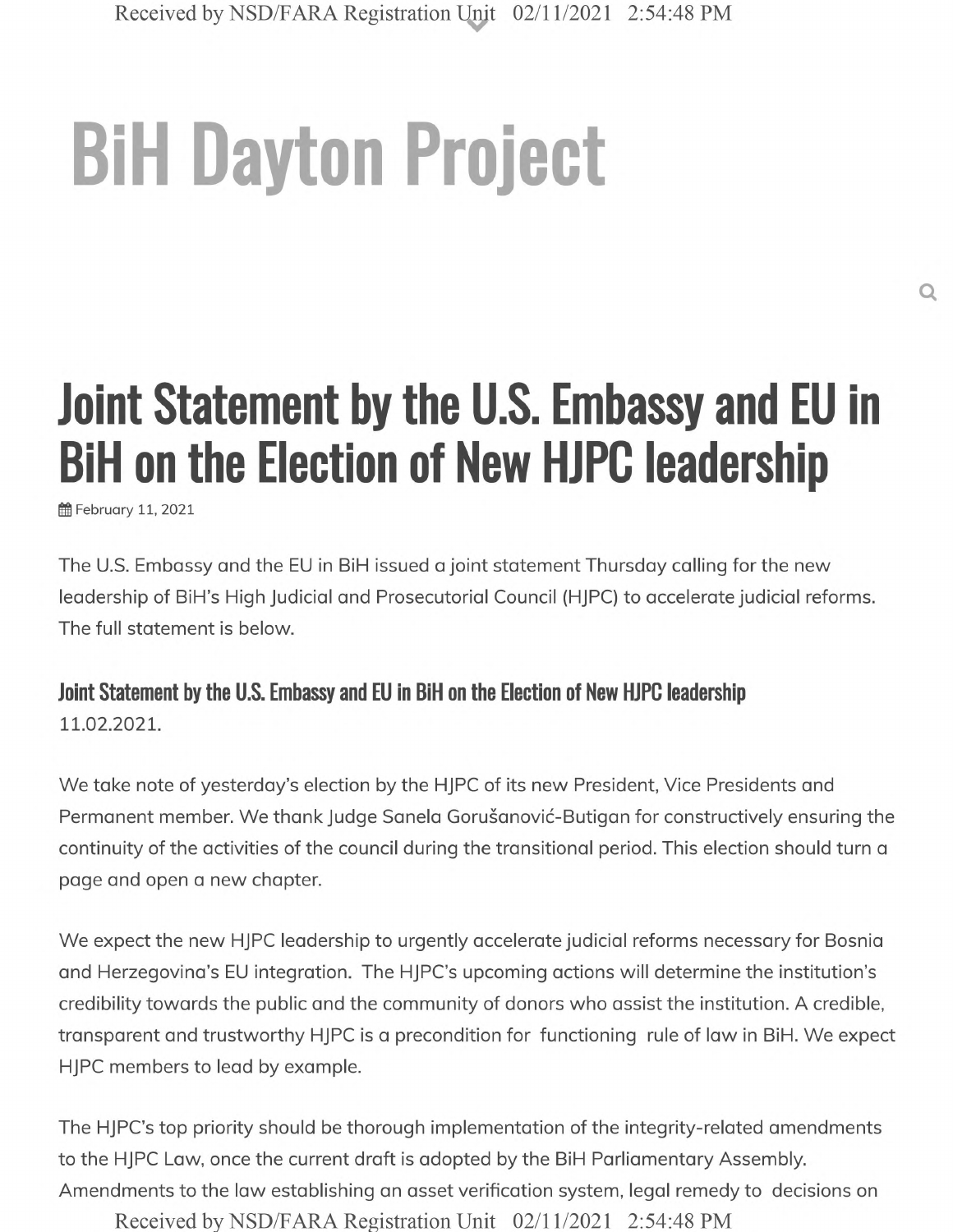# BiH Dayton Project

## Joint Statement by the U.S. Embassy and EU in BiH on the Election of New HJPC leadership

February 11, 2021

The U.S. Embassy and the EU in BiH issued a joint statement Thursday calling for the new leadership of BiH's High Judicial and Prosecutorial Council (HJPC) to accelerate judicial reforms. The full statement is below.

### Joint Statement by the U.S. Embassy and EU in BiH on the Election of New HJPC leadership

11.02.2021.

We take note of yesterday's election by the HJPC of its new President, Vice Presidents and Permanent member. We thank Judge Sanela Gorušanović-Butigan for constructively ensuring the continuity of the activities of the council during the transitional period. This election should turn a page and open a new chapter.

We expect the new HJPC leadership to urgently accelerate judicial reforms necessary for Bosnia and Herzegovina's EU integration. The HJPC's upcoming actions will determine the institution's credibility towards the public and the community of donors who assist the institution. A credible, transparent and trustworthy HJPC is a precondition for functioning rule of law in BiH. We expect HJPC members to lead by example.

The HJPC's top priority should be thorough implementation of the integrity-related amendments to the HJPC Law, once the current draft is adopted by the BiH Parliamentary Assembly. Amendments to the law establishing an asset verification system, legal remedy to decisions on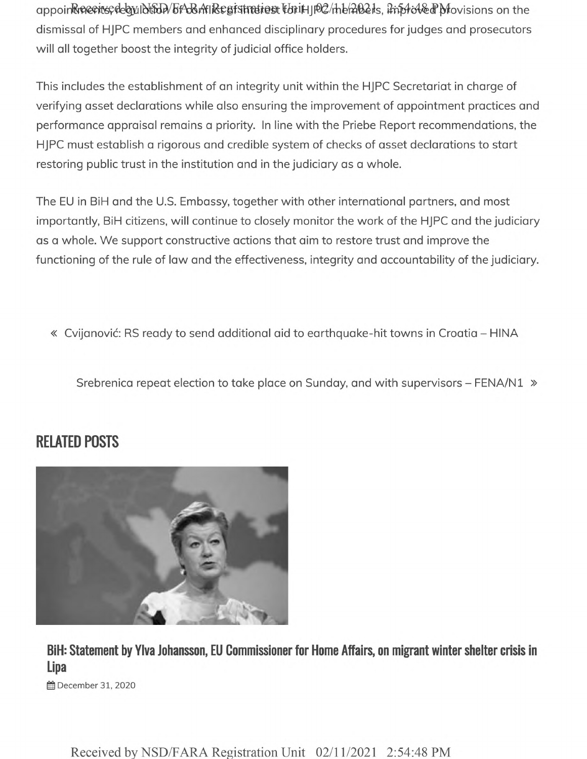appointments, regulation of conflict of interest for HJPC members, improved provisions on the dismissal of HJPC members and enhanced disciplinary procedures for judges and prosecutors will all together boost the integrity of judicial office holders.

This includes the establishment of an integrity unit within the HJPC Secretariat in charge of verifying asset declarations while also ensuring the improvement of appointment practices and performance appraisal remains a priority. In line with the Priebe Report recommendations, the HJPC must establish a rigorous and credible system of checks of asset declarations to start restoring public trust in the institution and in the judiciary as a whole.

The EU in BiH and the U.S. Embassy, together with other international partners, and most importantly, BiH citizens, will continue to closely monitor the work of the HJPC and the judiciary as a whole. We support constructive actions that aim to restore trust and improve the functioning of the rule of law and the effectiveness, integrity and accountability of the judiciary.

« Cvijanović: RS ready to send additional aid to earthquake-hit towns in Croatia – HINA

Srebrenica repeat election to take place on Sunday, and with supervisors – FENA/N1 »

## RELATED POSTS

### BiH: Statement by Ylva Johansson, EU Commissioner for Home Affairs, on migrant winter shelter crisis in Lipa

December 31, 2020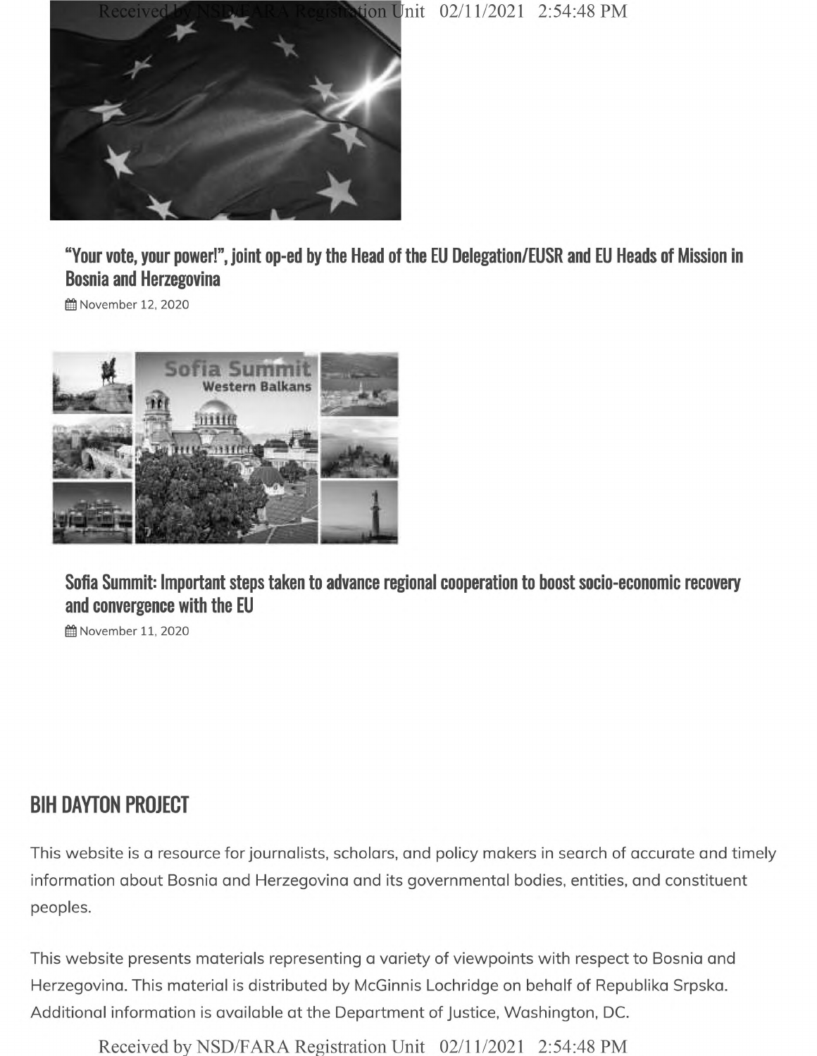### "Your vote, your power!", joint op-ed by the Head of the EU Delegation/EUSR and EU Heads of Mission in Bosnia and Herzegovina

November 12, 2020

### Sofia Summit: Important steps taken to advance regional cooperation to boost socio-economic recovery and convergence with the EU

November 11, 2020

## BIH DAYTON PROJECT

This website is a resource for journalists, scholars, and policy makers in search of accurate and timely information about Bosnia and Herzegovina and its governmental bodies, entities, and constituent peoples.

This website presents materials representing a variety of viewpoints with respect to Bosnia and Herzegovina. This material is distributed by McGinnis Lochridge on behalf of Republika Srpska. Additional information is available at the Department of Justice, Washington, DC.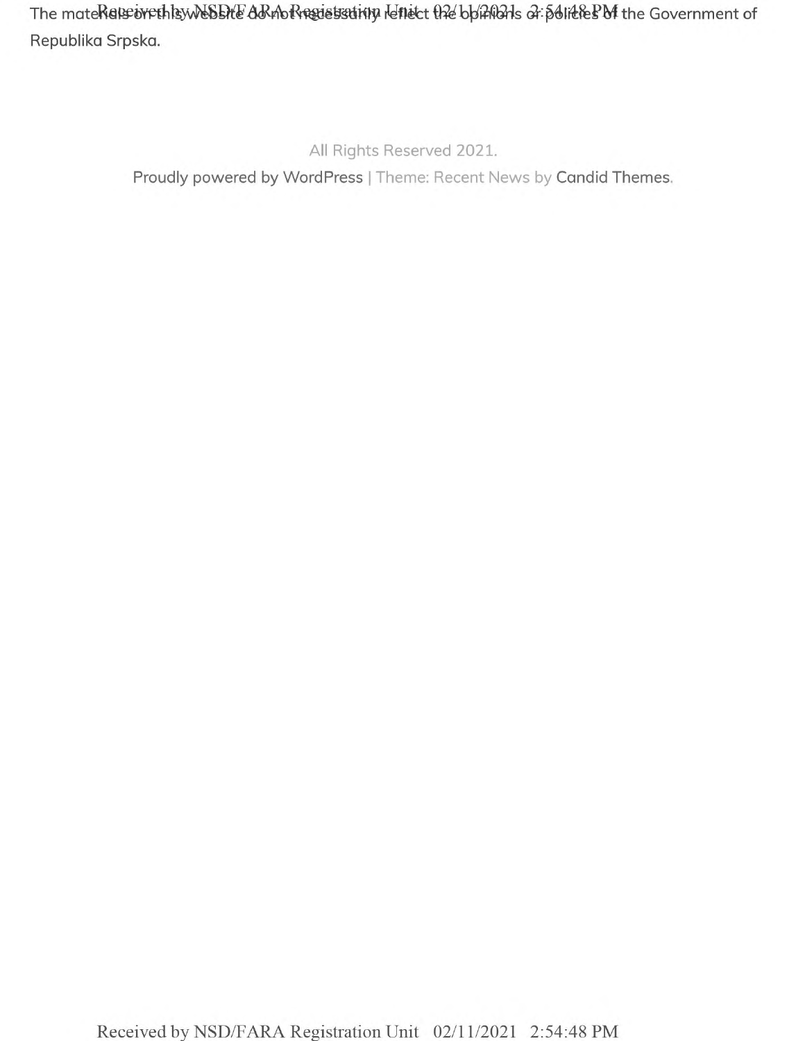The materials on this website do not necessarily reflect the opinions or policies of the Government of Republika Srpska.

All Rights Reserved 2021.

Proudly powered by WordPress | Theme: Recent News by Candid Themes.